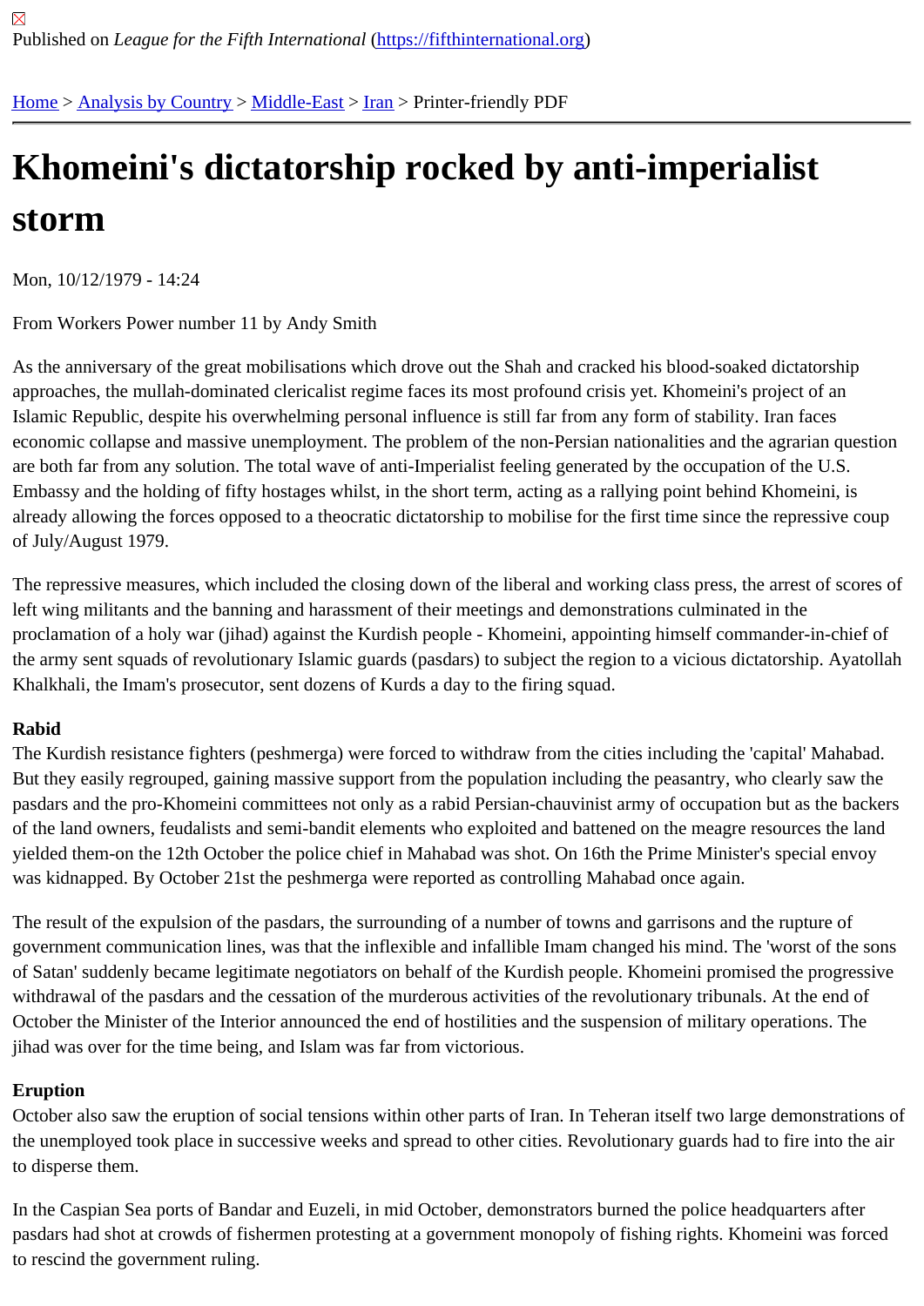Published on *League for the Fifth International* (https://fifthinternational.org)

Home > Analysis by Country > Middle-East > Iran > Printer-friendly PDF

# Khomeini's dictatorship rocked by anti-imperialist storm

Mon, 10/12/1979 - 14:24

From Workers Power number 11 by Andy Smith

As the anniversary of the great mobilisations which drove out the Shah and cracked his blood-soaked dictatorship approaches, the mullah-dominated clericalist regime faces its most profound crisis yet. Khomeini's project of an Islamic Republic, despite his overwhelming personal influence is still far from any form of stability. Iran faces economic collapse and massive unemployment. The problem of the non-Persian nationalities and the agrarian question are both far from any solution. The total wave of anti-Imperialist feeling generated by the occupation of the U.S. Embassy and the holding of fifty hostages whilst, in the short term, acting as a rallying point behind Khomeini, is already allowing the forces opposed to a theocratic dictatorship to mobilise for the first time since the repressive coup of July/August 1979.

The repressive measures, which included the closing down of the liberal and working class press, the arrest of scores of left wing militants and the banning and harassment of their meetings and demonstrations culminated in the proclamation of a holy war (jihad) against the Kurdish people - Khomeini, appointing himself commander-in-chief of the army sent squads of revolutionary Islamic guards (pasdars) to subject the region to a vicious dictatorship. Ayatollah Khalkhali, the Imam's prosecutor, sent dozens of Kurds a day to the firing squad.

**Rabid**

The Kurdish resistance fighters (peshmerga) were forced to withdraw from the cities including the 'capital' Mahabad. But they easily regrouped, gaining massive support from the population including the peasantry, who clearly saw the pasdars and the pro-Khomeini committees not only as a rabid Persian-chauvinist army of occupation but as the backers of the land owners, feudalists and semi-bandit elements who exploited and battened on the meagre resources the land yielded them-on the 12th October the police chief in Mahabad was shot. On 16th the Prime Minister's special envoy was kidnapped. By October 21st the peshmerga were reported as controlling Mahabad once again.

The result of the expulsion of the pasdars, the surrounding of a number of towns and garrisons and the rupture of government communication lines, was that the inflexible and infallible Imam changed his mind. The 'worst of the sons of Satan' suddenly became legitimate negotiators on behalf of the Kurdish people. Khomeini promised the progressive withdrawal of the pasdars and the cessation of the murderous activities of the revolutionary tribunals. At the end of October the Minister of the Interior announced the end of hostilities and the suspension of military operations. The jihad was over for the time being, and Islam was far from victorious.

**Eruption**

October also saw the eruption of social tensions within other parts of Iran. In Teheran itself two large demonstrations of the unemployed took place in successive weeks and spread to other cities. Revolutionary guards had to fire into the air to disperse them.

In the Caspian Sea ports of Bandar and Euzeli, in mid October, demonstrators burned the police headquarters after pasdars had shot at crowds of fishermen protesting at a government monopoly of fishing rights. Khomeini was forced to rescind the government ruling.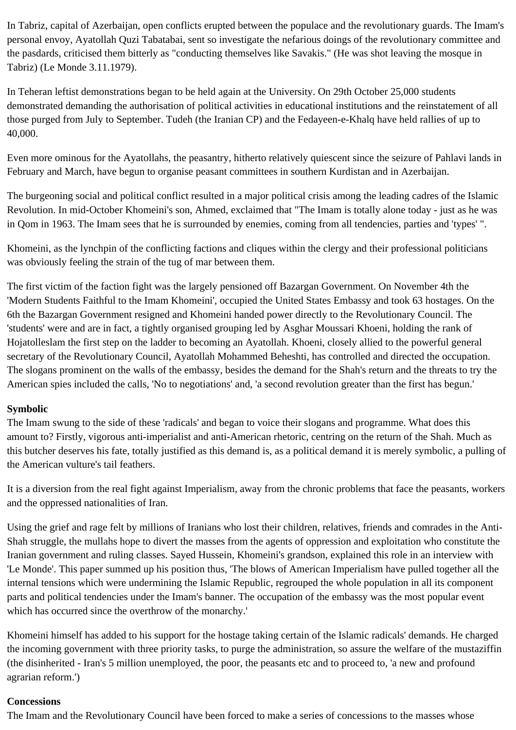In Tabriz, capital of Azerbaijan, open conflicts erupted between the populace and the revolutionary guards. The Imam's personal envoy, Ayatollah Quzi Tabatabai, sent so investigate the nefarious doings of the revolutionary committee and the pasdards, criticised them bitterly as "conducting themselves like Savakis." (He was shot leaving the mosque in Tabriz) (Le Monde 3.11.1979).

In Teheran leftist demonstrations began to be held again at the University. On 29th October 25,000 students demonstrated demanding the authorisation of political activities in educational institutions and the reinstatement of all those purged from July to September. Tudeh (the Iranian CP) and the Fedayeen-e-Khalq have held rallies of up to 40,000.

Even more ominous for the Ayatollahs, the peasantry, hitherto relatively quiescent since the seizure of Pahlavi lands in February and March, have begun to organise peasant committees in southern Kurdistan and in Azerbaijan.

The burgeoning social and political conflict resulted in a major political crisis among the leading cadres of the Islamic Revolution. In mid-October Khomeini's son, Ahmed, exclaimed that "The Imam is totally alone today - just as he was in Qom in 1963. The Imam sees that he is surrounded by enemies, coming from all tendencies, parties and 'types' ".

Khomeini, as the lynchpin of the conflicting factions and cliques within the clergy and their professional politicians was obviously feeling the strain of the tug of mar between them.

The first victim of the faction fight was the largely pensioned off Bazargan Government. On November 4th the 'Modern Students Faithful to the Imam Khomeini', occupied the United States Embassy and took 63 hostages. On the 6th the Bazargan Government resigned and Khomeini handed power directly to the Revolutionary Council. The 'students' were and are in fact, a tightly organised grouping led by Asghar Moussari Khoeni, holding the rank of Hojatolleslam the first step on the ladder to becoming an Ayatollah. Khoeni, closely allied to the powerful general secretary of the Revolutionary Council, Ayatollah Mohammed Beheshti, has controlled and directed the occupation. The slogans prominent on the walls of the embassy, besides the demand for the Shah's return and the threats to try the American spies included the calls, 'No to negotiations' and, 'a second revolution greater than the first has begun.'

**Symbolic**

The Imam swung to the side of these 'radicals' and began to voice their slogans and programme. What does this amount to? Firstly, vigorous anti-imperialist and anti-American rhetoric, centring on the return of the Shah. Much as this butcher deserves his fate, totally justified as this demand is, as a political demand it is merely symbolic, a pulling of the American vulture's tail feathers.

It is a diversion from the real fight against Imperialism, away from the chronic problems that face the peasants, workers and the oppressed nationalities of Iran.

Using the grief and rage felt by millions of Iranians who lost their children, relatives, friends and comrades in the Anti-Shah struggle, the mullahs hope to divert the masses from the agents of oppression and exploitation who constitute the Iranian government and ruling classes. Sayed Hussein, Khomeini's grandson, explained this role in an interview with 'Le Monde'. This paper summed up his position thus, 'The blows of American Imperialism have pulled together all the internal tensions which were undermining the Islamic Republic, regrouped the whole population in all its component parts and political tendencies under the Imam's banner. The occupation of the embassy was the most popular event which has occurred since the overthrow of the monarchy.'

Khomeini himself has added to his support for the hostage taking certain of the Islamic radicals' demands. He charged the incoming government with three priority tasks, to purge the administration, so assure the welfare of the mustaziffin (the disinherited - Iran's 5 million unemployed, the poor, the peasants etc and to proceed to, 'a new and profound agrarian reform.')

**Concessions**

The Imam and the Revolutionary Council have been forced to make a series of concessions to the masses whose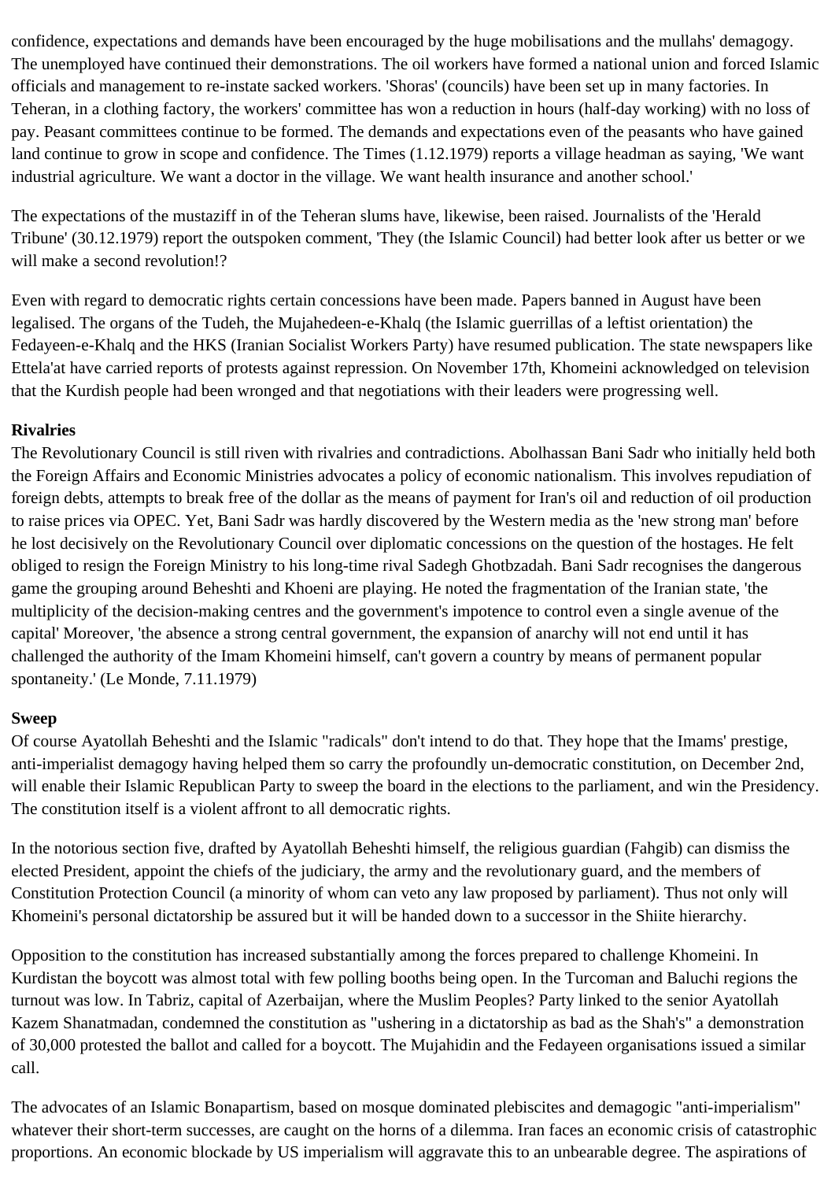confidence, expectations and demands have been encouraged by the huge mobilisations and the mullahs' demagogy. The unemployed have continued their demonstrations. The oil workers have formed a national union and forced Islamic officials and management to re-instate sacked workers. 'Shoras' (councils) have been set up in many factories. In Teheran, in a clothing factory, the workers' committee has won a reduction in hours (half-day working) with no loss of pay. Peasant committees continue to be formed. The demands and expectations even of the peasants who have gained land continue to grow in scope and confidence. The Times (1.12.1979) reports a village headman as saying, 'We want industrial agriculture. We want a doctor in the village. We want health insurance and another school.'

The expectations of the mustaziff in of the Teheran slums have, likewise, been raised. Journalists of the 'Herald Tribune' (30.12.1979) report the outspoken comment, 'They (the Islamic Council) had better look after us better or we will make a second revolution!?

Even with regard to democratic rights certain concessions have been made. Papers banned in August have been legalised. The organs of the Tudeh, the Mujahedeen-e-Khalq (the Islamic guerrillas of a leftist orientation) the Fedayeen-e-Khalq and the HKS (Iranian Socialist Workers Party) have resumed publication. The state newspapers like Ettela'at have carried reports of protests against repression. On November 17th, Khomeini acknowledged on television that the Kurdish people had been wronged and that negotiations with their leaders were progressing well.

**Rivalries**

The Revolutionary Council is still riven with rivalries and contradictions. Abolhassan Bani Sadr who initially held both the Foreign Affairs and Economic Ministries advocates a policy of economic nationalism. This involves repudiation of foreign debts, attempts to break free of the dollar as the means of payment for Iran's oil and reduction of oil production to raise prices via OPEC. Yet, Bani Sadr was hardly discovered by the Western media as the 'new strong man' before he lost decisively on the Revolutionary Council over diplomatic concessions on the question of the hostages. He felt obliged to resign the Foreign Ministry to his long-time rival Sadegh Ghotbzadah. Bani Sadr recognises the dangerous game the grouping around Beheshti and Khoeni are playing. He noted the fragmentation of the Iranian state, 'the multiplicity of the decision-making centres and the government's impotence to control even a single avenue of the capital' Moreover, 'the absence a strong central government, the expansion of anarchy will not end until it has challenged the authority of the Imam Khomeini himself, can't govern a country by means of permanent popular spontaneity.' (Le Monde, 7.11.1979)

**Sweep**

Of course Ayatollah Beheshti and the Islamic "radicals" don't intend to do that. They hope that the Imams' prestige, anti-imperialist demagogy having helped them so carry the profoundly un-democratic constitution, on December 2nd, will enable their Islamic Republican Party to sweep the board in the elections to the parliament, and win the Presidency. The constitution itself is a violent affront to all democratic rights.

In the notorious section five, drafted by Ayatollah Beheshti himself, the religious guardian (Fahgib) can dismiss the elected President, appoint the chiefs of the judiciary, the army and the revolutionary guard, and the members of Constitution Protection Council (a minority of whom can veto any law proposed by parliament). Thus not only will Khomeini's personal dictatorship be assured but it will be handed down to a successor in the Shiite hierarchy.

Opposition to the constitution has increased substantially among the forces prepared to challenge Khomeini. In Kurdistan the boycott was almost total with few polling booths being open. In the Turcoman and Baluchi regions the turnout was low. In Tabriz, capital of Azerbaijan, where the Muslim Peoples? Party linked to the senior Ayatollah Kazem Shanatmadan, condemned the constitution as "ushering in a dictatorship as bad as the Shah's" a demonstration of 30,000 protested the ballot and called for a boycott. The Mujahidin and the Fedayeen organisations issued a similar call.

The advocates of an Islamic Bonapartism, based on mosque dominated plebiscites and demagogic "anti-imperialism" whatever their short-term successes, are caught on the horns of a dilemma. Iran faces an economic crisis of catastrophic proportions. An economic blockade by US imperialism will aggravate this to an unbearable degree. The aspirations of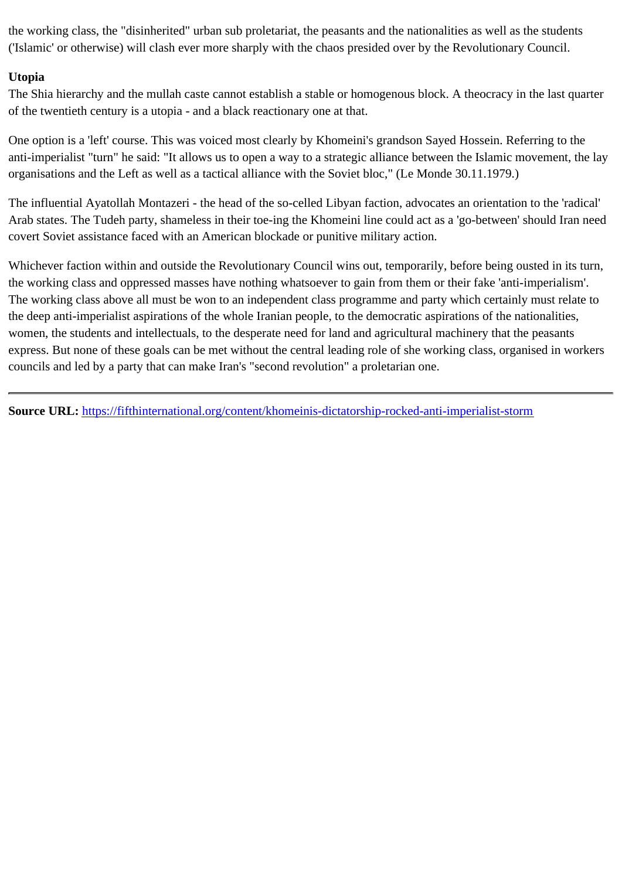the working class, the "disinherited" urban sub proletariat, the peasants and the nationalities as well as the students ('Islamic' or otherwise) will clash ever more sharply with the chaos presided over by the Revolutionary Council.

**Utopia**

The Shia hierarchy and the mullah caste cannot establish a stable or homogenous block. A theocracy in the last quarter of the twentieth century is a utopia - and a black reactionary one at that.

One option is a 'left' course. This was voiced most clearly by Khomeini's grandson Sayed Hossein. Referring to the anti-imperialist "turn" he said: "It allows us to open a way to a strategic alliance between the Islamic movement, the lay organisations and the Left as well as a tactical alliance with the Soviet bloc," (Le Monde 30.11.1979.)

The influential Ayatollah Montazeri - the head of the so-celled Libyan faction, advocates an orientation to the 'radical' Arab states. The Tudeh party, shameless in their toe-ing the Khomeini line could act as a 'go-between' should Iran need covert Soviet assistance faced with an American blockade or punitive military action.

Whichever faction within and outside the Revolutionary Council wins out, temporarily, before being ousted in its turn, the working class and oppressed masses have nothing whatsoever to gain from them or their fake 'anti-imperialism'. The working class above all must be won to an independent class programme and party which certainly must relate to the deep anti-imperialist aspirations of the whole Iranian people, to the democratic aspirations of the nationalities, women, the students and intellectuals, to the desperate need for land and agricultural machinery that the peasants express. But none of these goals can be met without the central leading role of she working class, organised in workers councils and led by a party that can make Iran's "second revolution" a proletarian one.

---

**Source URL:** https://fifthinternational.org/content/khomeinis-dictatorship-rocked-anti-imperialist-storm